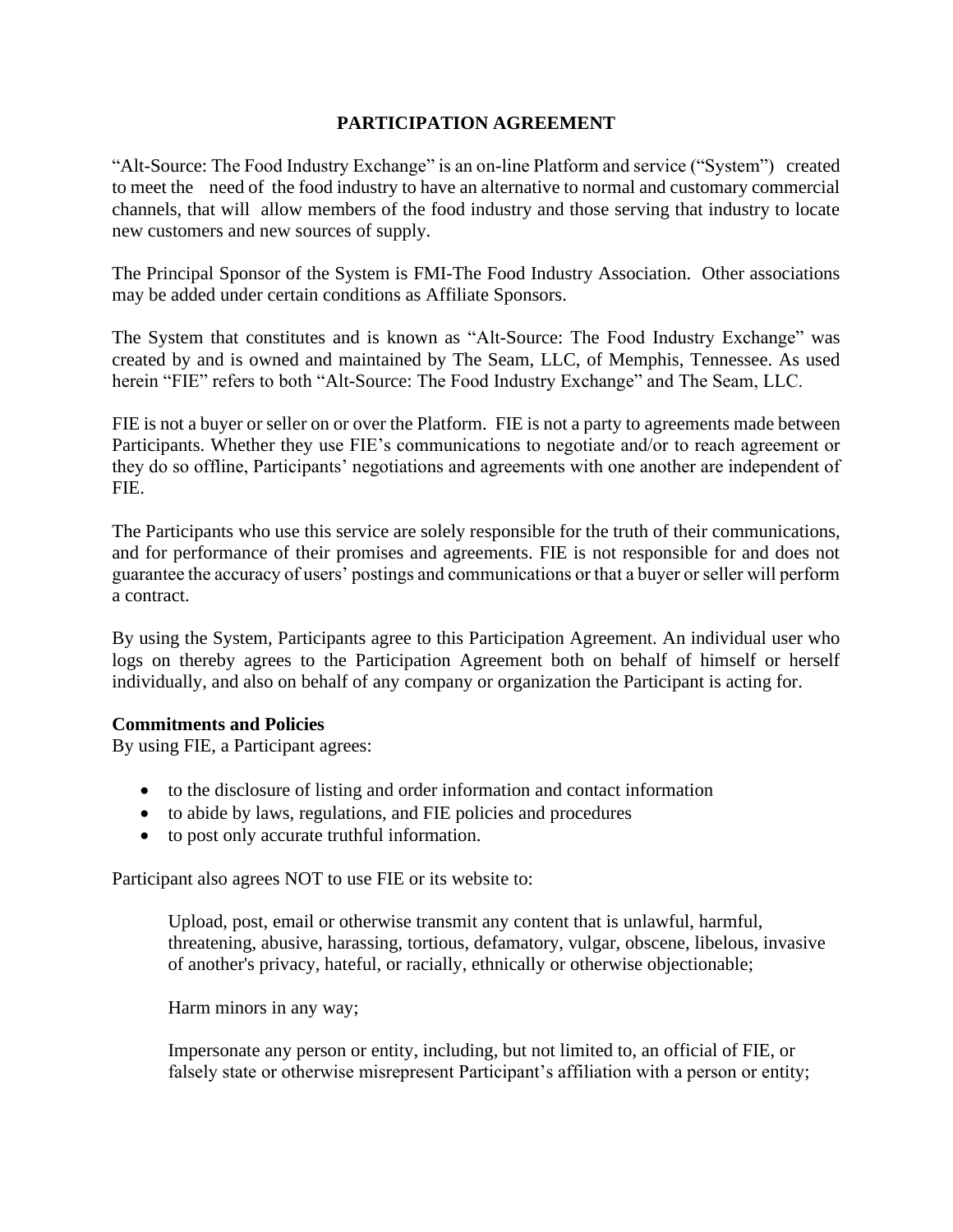# PARTICIPATION AGREEMENT

"Alt-Source: The Food Industry Exchange" is an on-line Platform and service ("System") created to meet the need of the food industry to have an alternative to normal and customary commercial channels, that will allow members of the food industry and those serving that industry to locate new customers and new sources of supply.

The Principal Sponsor of the System is FMI-The Food Industry Association. Other associations may be added under certain conditions as Affiliate Sponsors.

The System that constitutes and is known as "Alt-Source: The Food Industry Exchange" was created by and is owned and maintained by The Seam, LLC, of Memphis, Tennessee. As used herein "FIE" refers to both "Alt-Source: The Food Industry Exchange" and The Seam, LLC.

FIE is not a buyer or seller on or over the Platform. FIE is not a party to agreements made between Participants. Whether they use FIE's communications to negotiate and/or to reach agreement or they do so offline, Participants' negotiations and agreements with one another are independent of FIE.

The Participants who use this service are solely responsible for the truth of their communications, and for performance of their promises and agreements. FIE is not responsible for and does not guarantee the accuracy of users' postings and communications or that a buyer or seller will perform a contract.

By using the System, Participants agree to this Participation Agreement. An individual user who logs on thereby agrees to the Participation Agreement both on behalf of himself or herself individually, and also on behalf of any company or organization the Participant is acting for.

**Commitments and Policies**

By using FIE, a Participant agrees:

- to the disclosure of listing and order information and contact information
- to abide by laws, regulations, and FIE policies and procedures
- to post only accurate truthful information.

Participant also agrees NOT to use FIE or its website to:

> Upload, post, email or otherwise transmit any content that is unlawful, harmful, threatening, abusive, harassing, tortious, defamatory, vulgar, obscene, libelous, invasive of another's privacy, hateful, or racially, ethnically or otherwise objectionable;
>
> Harm minors in any way;
>
> Impersonate any person or entity, including, but not limited to, an official of FIE, or falsely state or otherwise misrepresent Participant's affiliation with a person or entity;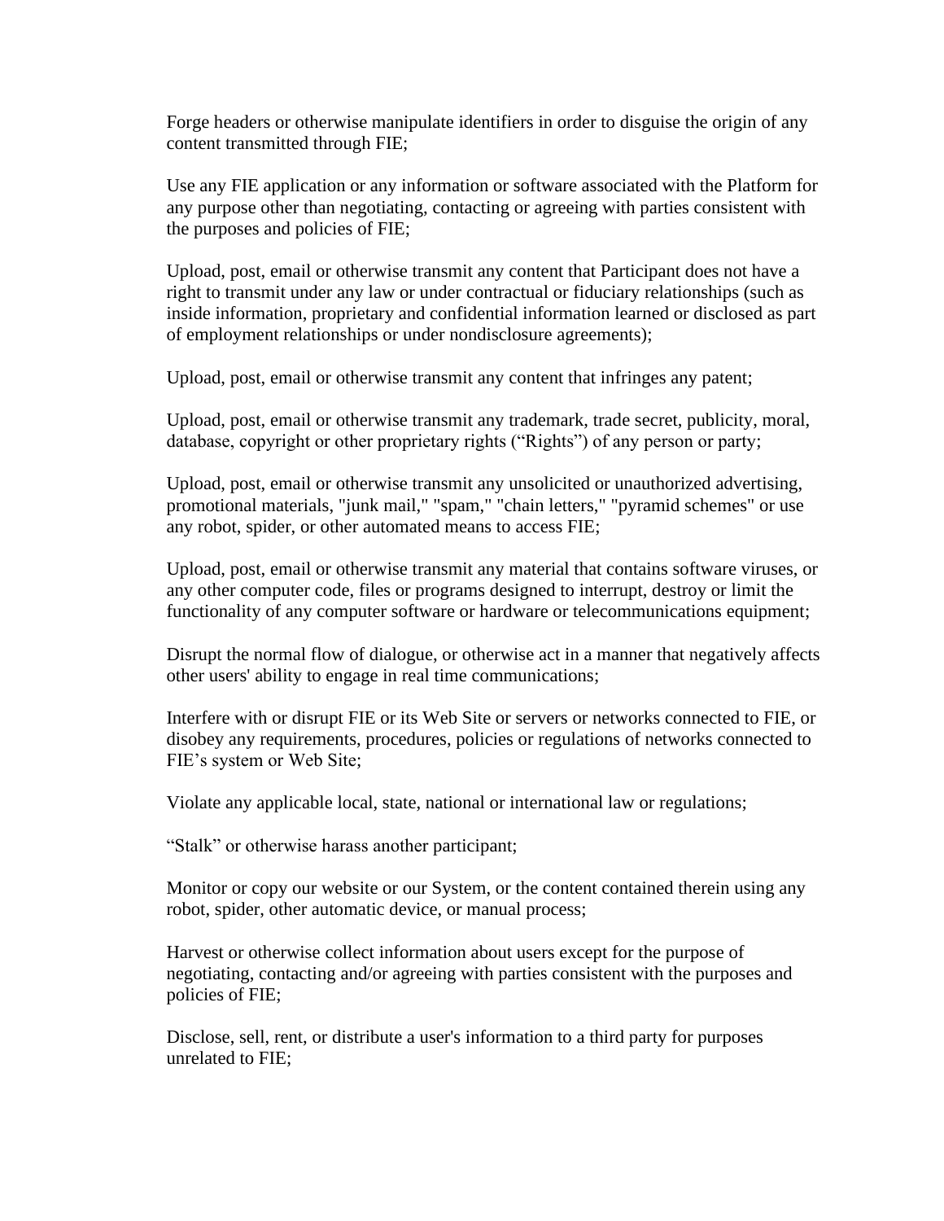Forge headers or otherwise manipulate identifiers in order to disguise the origin of any content transmitted through FIE;

Use any FIE application or any information or software associated with the Platform for any purpose other than negotiating, contacting or agreeing with parties consistent with the purposes and policies of FIE;

Upload, post, email or otherwise transmit any content that Participant does not have a right to transmit under any law or under contractual or fiduciary relationships (such as inside information, proprietary and confidential information learned or disclosed as part of employment relationships or under nondisclosure agreements);

Upload, post, email or otherwise transmit any content that infringes any patent;

Upload, post, email or otherwise transmit any trademark, trade secret, publicity, moral, database, copyright or other proprietary rights ("Rights") of any person or party;

Upload, post, email or otherwise transmit any unsolicited or unauthorized advertising, promotional materials, "junk mail," "spam," "chain letters," "pyramid schemes" or use any robot, spider, or other automated means to access FIE;

Upload, post, email or otherwise transmit any material that contains software viruses, or any other computer code, files or programs designed to interrupt, destroy or limit the functionality of any computer software or hardware or telecommunications equipment;

Disrupt the normal flow of dialogue, or otherwise act in a manner that negatively affects other users' ability to engage in real time communications;

Interfere with or disrupt FIE or its Web Site or servers or networks connected to FIE, or disobey any requirements, procedures, policies or regulations of networks connected to FIE's system or Web Site;

Violate any applicable local, state, national or international law or regulations;

"Stalk" or otherwise harass another participant;

Monitor or copy our website or our System, or the content contained therein using any robot, spider, other automatic device, or manual process;

Harvest or otherwise collect information about users except for the purpose of negotiating, contacting and/or agreeing with parties consistent with the purposes and policies of FIE;

Disclose, sell, rent, or distribute a user's information to a third party for purposes unrelated to FIE;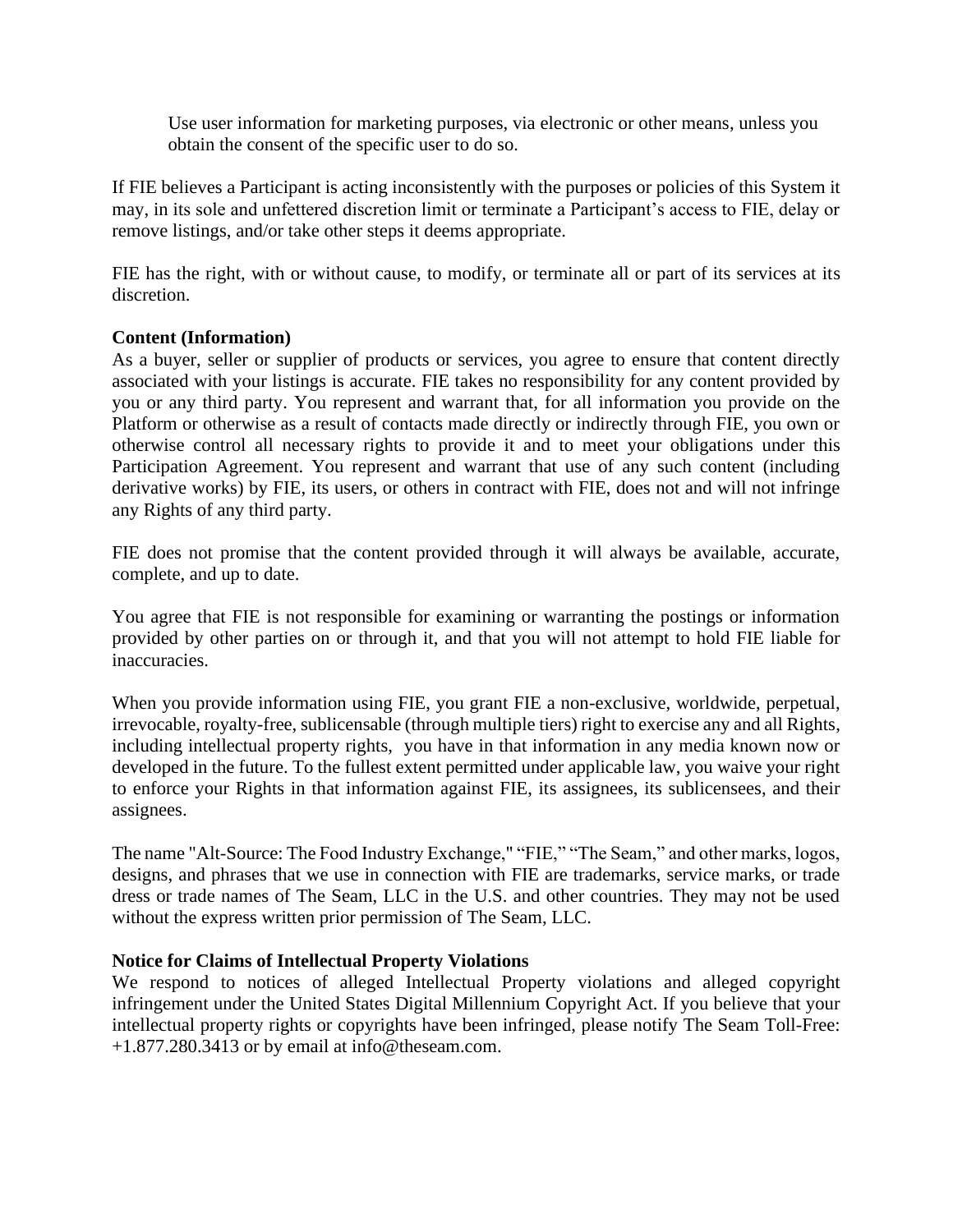Use user information for marketing purposes, via electronic or other means, unless you obtain the consent of the specific user to do so.

If FIE believes a Participant is acting inconsistently with the purposes or policies of this System it may, in its sole and unfettered discretion limit or terminate a Participant's access to FIE, delay or remove listings, and/or take other steps it deems appropriate.

FIE has the right, with or without cause, to modify, or terminate all or part of its services at its discretion.

**Content (Information)**

As a buyer, seller or supplier of products or services, you agree to ensure that content directly associated with your listings is accurate. FIE takes no responsibility for any content provided by you or any third party. You represent and warrant that, for all information you provide on the Platform or otherwise as a result of contacts made directly or indirectly through FIE, you own or otherwise control all necessary rights to provide it and to meet your obligations under this Participation Agreement. You represent and warrant that use of any such content (including derivative works) by FIE, its users, or others in contract with FIE, does not and will not infringe any Rights of any third party.

FIE does not promise that the content provided through it will always be available, accurate, complete, and up to date.

You agree that FIE is not responsible for examining or warranting the postings or information provided by other parties on or through it, and that you will not attempt to hold FIE liable for inaccuracies.

When you provide information using FIE, you grant FIE a non-exclusive, worldwide, perpetual, irrevocable, royalty-free, sublicensable (through multiple tiers) right to exercise any and all Rights, including intellectual property rights, you have in that information in any media known now or developed in the future. To the fullest extent permitted under applicable law, you waive your right to enforce your Rights in that information against FIE, its assignees, its sublicensees, and their assignees.

The name "Alt-Source: The Food Industry Exchange," "FIE," "The Seam," and other marks, logos, designs, and phrases that we use in connection with FIE are trademarks, service marks, or trade dress or trade names of The Seam, LLC in the U.S. and other countries. They may not be used without the express written prior permission of The Seam, LLC.

**Notice for Claims of Intellectual Property Violations**

We respond to notices of alleged Intellectual Property violations and alleged copyright infringement under the United States Digital Millennium Copyright Act. If you believe that your intellectual property rights or copyrights have been infringed, please notify The Seam Toll-Free: +1.877.280.3413 or by email at info@theseam.com.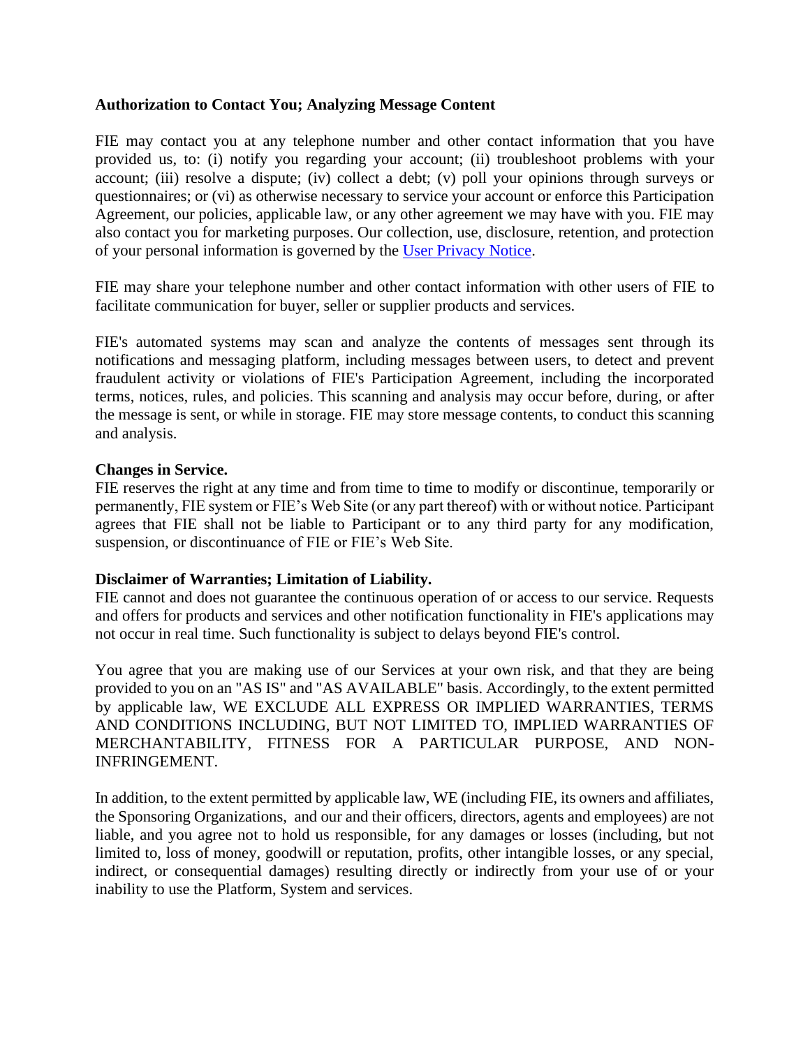**Authorization to Contact You; Analyzing Message Content**

FIE may contact you at any telephone number and other contact information that you have provided us, to: (i) notify you regarding your account; (ii) troubleshoot problems with your account; (iii) resolve a dispute; (iv) collect a debt; (v) poll your opinions through surveys or questionnaires; or (vi) as otherwise necessary to service your account or enforce this Participation Agreement, our policies, applicable law, or any other agreement we may have with you. FIE may also contact you for marketing purposes. Our collection, use, disclosure, retention, and protection of your personal information is governed by the User Privacy Notice.

FIE may share your telephone number and other contact information with other users of FIE to facilitate communication for buyer, seller or supplier products and services.

FIE's automated systems may scan and analyze the contents of messages sent through its notifications and messaging platform, including messages between users, to detect and prevent fraudulent activity or violations of FIE's Participation Agreement, including the incorporated terms, notices, rules, and policies. This scanning and analysis may occur before, during, or after the message is sent, or while in storage. FIE may store message contents, to conduct this scanning and analysis.

**Changes in Service.**

FIE reserves the right at any time and from time to time to modify or discontinue, temporarily or permanently, FIE system or FIE's Web Site (or any part thereof) with or without notice. Participant agrees that FIE shall not be liable to Participant or to any third party for any modification, suspension, or discontinuance of FIE or FIE's Web Site.

**Disclaimer of Warranties; Limitation of Liability.**

FIE cannot and does not guarantee the continuous operation of or access to our service. Requests and offers for products and services and other notification functionality in FIE's applications may not occur in real time. Such functionality is subject to delays beyond FIE's control.

You agree that you are making use of our Services at your own risk, and that they are being provided to you on an "AS IS" and "AS AVAILABLE" basis. Accordingly, to the extent permitted by applicable law, WE EXCLUDE ALL EXPRESS OR IMPLIED WARRANTIES, TERMS AND CONDITIONS INCLUDING, BUT NOT LIMITED TO, IMPLIED WARRANTIES OF MERCHANTABILITY, FITNESS FOR A PARTICULAR PURPOSE, AND NON-INFRINGEMENT.

In addition, to the extent permitted by applicable law, WE (including FIE, its owners and affiliates, the Sponsoring Organizations, and our and their officers, directors, agents and employees) are not liable, and you agree not to hold us responsible, for any damages or losses (including, but not limited to, loss of money, goodwill or reputation, profits, other intangible losses, or any special, indirect, or consequential damages) resulting directly or indirectly from your use of or your inability to use the Platform, System and services.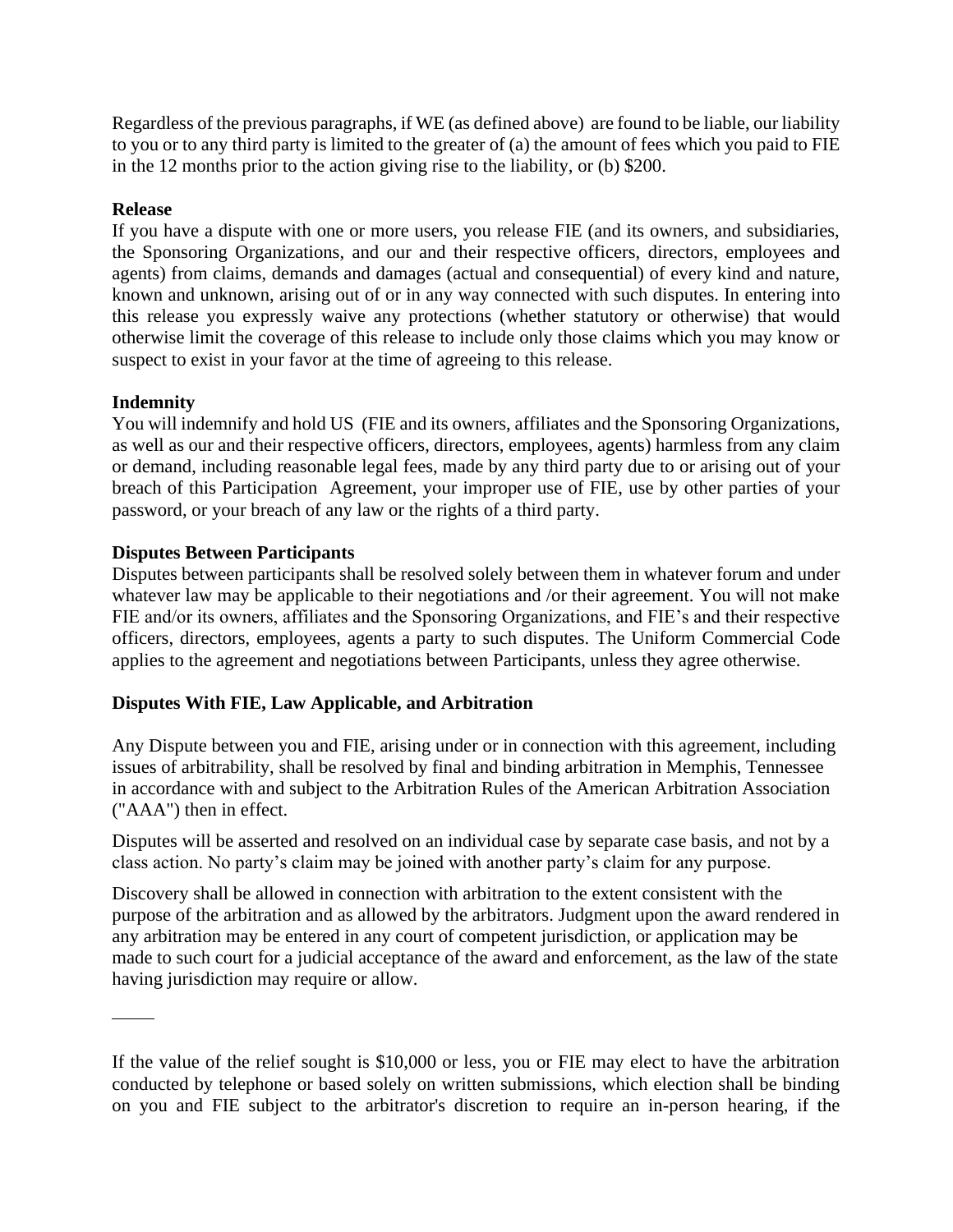Regardless of the previous paragraphs, if WE (as defined above) are found to be liable, our liability to you or to any third party is limited to the greater of (a) the amount of fees which you paid to FIE in the 12 months prior to the action giving rise to the liability, or (b) $200.

**Release**

If you have a dispute with one or more users, you release FIE (and its owners, and subsidiaries, the Sponsoring Organizations, and our and their respective officers, directors, employees and agents) from claims, demands and damages (actual and consequential) of every kind and nature, known and unknown, arising out of or in any way connected with such disputes. In entering into this release you expressly waive any protections (whether statutory or otherwise) that would otherwise limit the coverage of this release to include only those claims which you may know or suspect to exist in your favor at the time of agreeing to this release.

**Indemnity**

You will indemnify and hold US (FIE and its owners, affiliates and the Sponsoring Organizations, as well as our and their respective officers, directors, employees, agents) harmless from any claim or demand, including reasonable legal fees, made by any third party due to or arising out of your breach of this Participation Agreement, your improper use of FIE, use by other parties of your password, or your breach of any law or the rights of a third party.

**Disputes Between Participants**

Disputes between participants shall be resolved solely between them in whatever forum and under whatever law may be applicable to their negotiations and /or their agreement. You will not make FIE and/or its owners, affiliates and the Sponsoring Organizations, and FIE's and their respective officers, directors, employees, agents a party to such disputes. The Uniform Commercial Code applies to the agreement and negotiations between Participants, unless they agree otherwise.

**Disputes With FIE, Law Applicable, and Arbitration**

Any Dispute between you and FIE, arising under or in connection with this agreement, including issues of arbitrability, shall be resolved by final and binding arbitration in Memphis, Tennessee in accordance with and subject to the Arbitration Rules of the American Arbitration Association ("AAA") then in effect.

Disputes will be asserted and resolved on an individual case by separate case basis, and not by a class action. No party's claim may be joined with another party's claim for any purpose.

Discovery shall be allowed in connection with arbitration to the extent consistent with the purpose of the arbitration and as allowed by the arbitrators. Judgment upon the award rendered in any arbitration may be entered in any court of competent jurisdiction, or application may be made to such court for a judicial acceptance of the award and enforcement, as the law of the state having jurisdiction may require or allow.

If the value of the relief sought is $10,000 or less, you or FIE may elect to have the arbitration conducted by telephone or based solely on written submissions, which election shall be binding on you and FIE subject to the arbitrator's discretion to require an in-person hearing, if the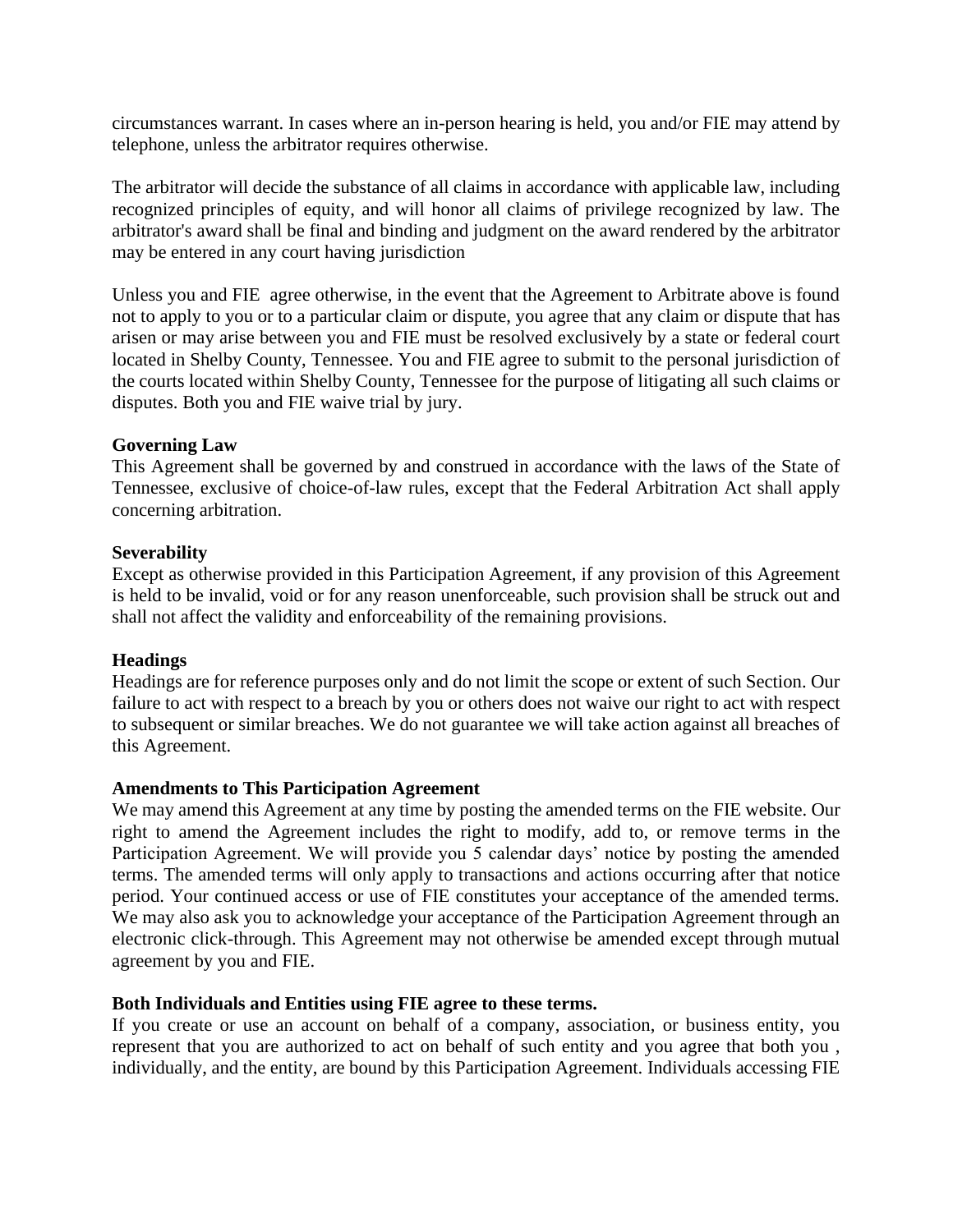circumstances warrant. In cases where an in-person hearing is held, you and/or FIE may attend by telephone, unless the arbitrator requires otherwise.

The arbitrator will decide the substance of all claims in accordance with applicable law, including recognized principles of equity, and will honor all claims of privilege recognized by law. The arbitrator's award shall be final and binding and judgment on the award rendered by the arbitrator may be entered in any court having jurisdiction

Unless you and FIE agree otherwise, in the event that the Agreement to Arbitrate above is found not to apply to you or to a particular claim or dispute, you agree that any claim or dispute that has arisen or may arise between you and FIE must be resolved exclusively by a state or federal court located in Shelby County, Tennessee. You and FIE agree to submit to the personal jurisdiction of the courts located within Shelby County, Tennessee for the purpose of litigating all such claims or disputes. Both you and FIE waive trial by jury.

**Governing Law**
This Agreement shall be governed by and construed in accordance with the laws of the State of Tennessee, exclusive of choice-of-law rules, except that the Federal Arbitration Act shall apply concerning arbitration.

**Severability**
Except as otherwise provided in this Participation Agreement, if any provision of this Agreement is held to be invalid, void or for any reason unenforceable, such provision shall be struck out and shall not affect the validity and enforceability of the remaining provisions.

**Headings**
Headings are for reference purposes only and do not limit the scope or extent of such Section. Our failure to act with respect to a breach by you or others does not waive our right to act with respect to subsequent or similar breaches. We do not guarantee we will take action against all breaches of this Agreement.

**Amendments to This Participation Agreement**
We may amend this Agreement at any time by posting the amended terms on the FIE website. Our right to amend the Agreement includes the right to modify, add to, or remove terms in the Participation Agreement. We will provide you 5 calendar days' notice by posting the amended terms. The amended terms will only apply to transactions and actions occurring after that notice period. Your continued access or use of FIE constitutes your acceptance of the amended terms. We may also ask you to acknowledge your acceptance of the Participation Agreement through an electronic click-through. This Agreement may not otherwise be amended except through mutual agreement by you and FIE.

**Both Individuals and Entities using FIE agree to these terms.**
If you create or use an account on behalf of a company, association, or business entity, you represent that you are authorized to act on behalf of such entity and you agree that both you , individually, and the entity, are bound by this Participation Agreement. Individuals accessing FIE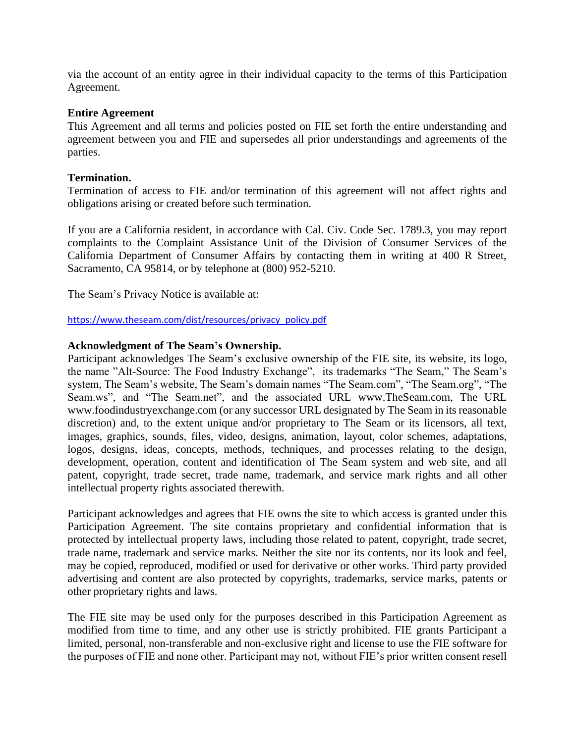via the account of an entity agree in their individual capacity to the terms of this Participation Agreement.

**Entire Agreement**
This Agreement and all terms and policies posted on FIE set forth the entire understanding and agreement between you and FIE and supersedes all prior understandings and agreements of the parties.

**Termination.**
Termination of access to FIE and/or termination of this agreement will not affect rights and obligations arising or created before such termination.

If you are a California resident, in accordance with Cal. Civ. Code Sec. 1789.3, you may report complaints to the Complaint Assistance Unit of the Division of Consumer Services of the California Department of Consumer Affairs by contacting them in writing at 400 R Street, Sacramento, CA 95814, or by telephone at (800) 952-5210.

The Seam's Privacy Notice is available at:

https://www.theseam.com/dist/resources/privacy_policy.pdf

**Acknowledgment of The Seam's Ownership.**
Participant acknowledges The Seam's exclusive ownership of the FIE site, its website, its logo, the name "Alt-Source: The Food Industry Exchange", its trademarks "The Seam," The Seam's system, The Seam's website, The Seam's domain names "The Seam.com", "The Seam.org", "The Seam.ws", and "The Seam.net", and the associated URL www.TheSeam.com, The URL www.foodindustryexchange.com (or any successor URL designated by The Seam in its reasonable discretion) and, to the extent unique and/or proprietary to The Seam or its licensors, all text, images, graphics, sounds, files, video, designs, animation, layout, color schemes, adaptations, logos, designs, ideas, concepts, methods, techniques, and processes relating to the design, development, operation, content and identification of The Seam system and web site, and all patent, copyright, trade secret, trade name, trademark, and service mark rights and all other intellectual property rights associated therewith.

Participant acknowledges and agrees that FIE owns the site to which access is granted under this Participation Agreement. The site contains proprietary and confidential information that is protected by intellectual property laws, including those related to patent, copyright, trade secret, trade name, trademark and service marks. Neither the site nor its contents, nor its look and feel, may be copied, reproduced, modified or used for derivative or other works. Third party provided advertising and content are also protected by copyrights, trademarks, service marks, patents or other proprietary rights and laws.

The FIE site may be used only for the purposes described in this Participation Agreement as modified from time to time, and any other use is strictly prohibited. FIE grants Participant a limited, personal, non-transferable and non-exclusive right and license to use the FIE software for the purposes of FIE and none other. Participant may not, without FIE's prior written consent resell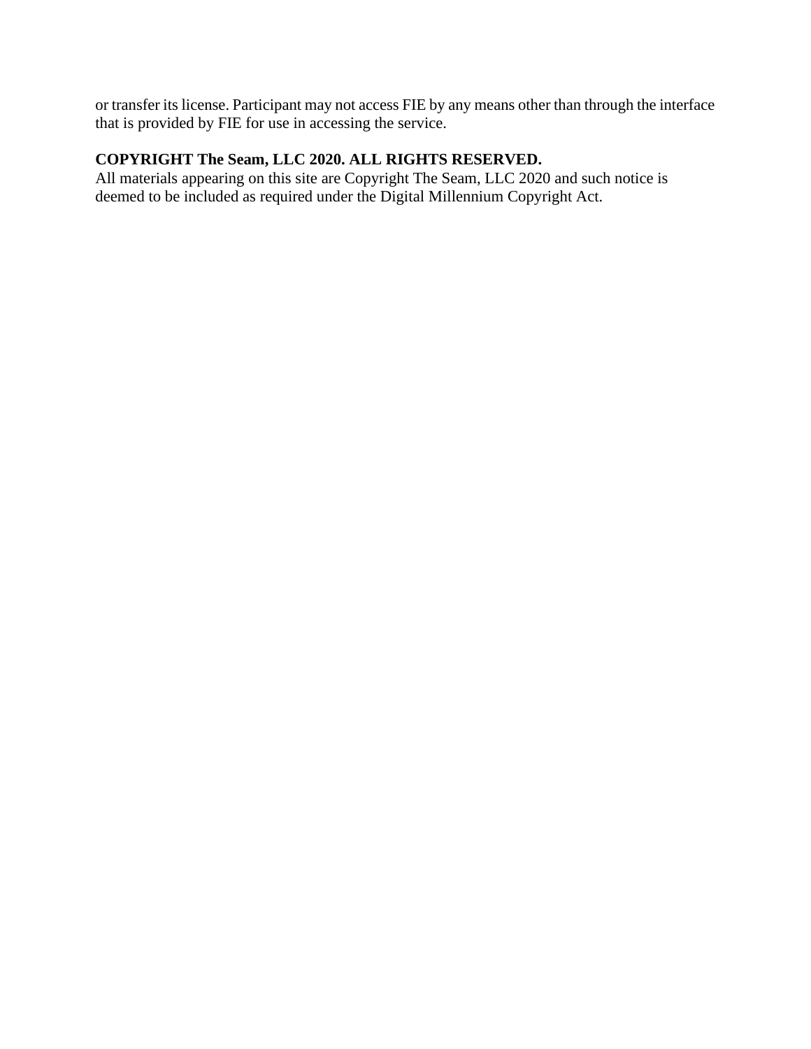or transfer its license. Participant may not access FIE by any means other than through the interface that is provided by FIE for use in accessing the service.

**COPYRIGHT The Seam, LLC 2020. ALL RIGHTS RESERVED.**

All materials appearing on this site are Copyright The Seam, LLC 2020 and such notice is deemed to be included as required under the Digital Millennium Copyright Act.